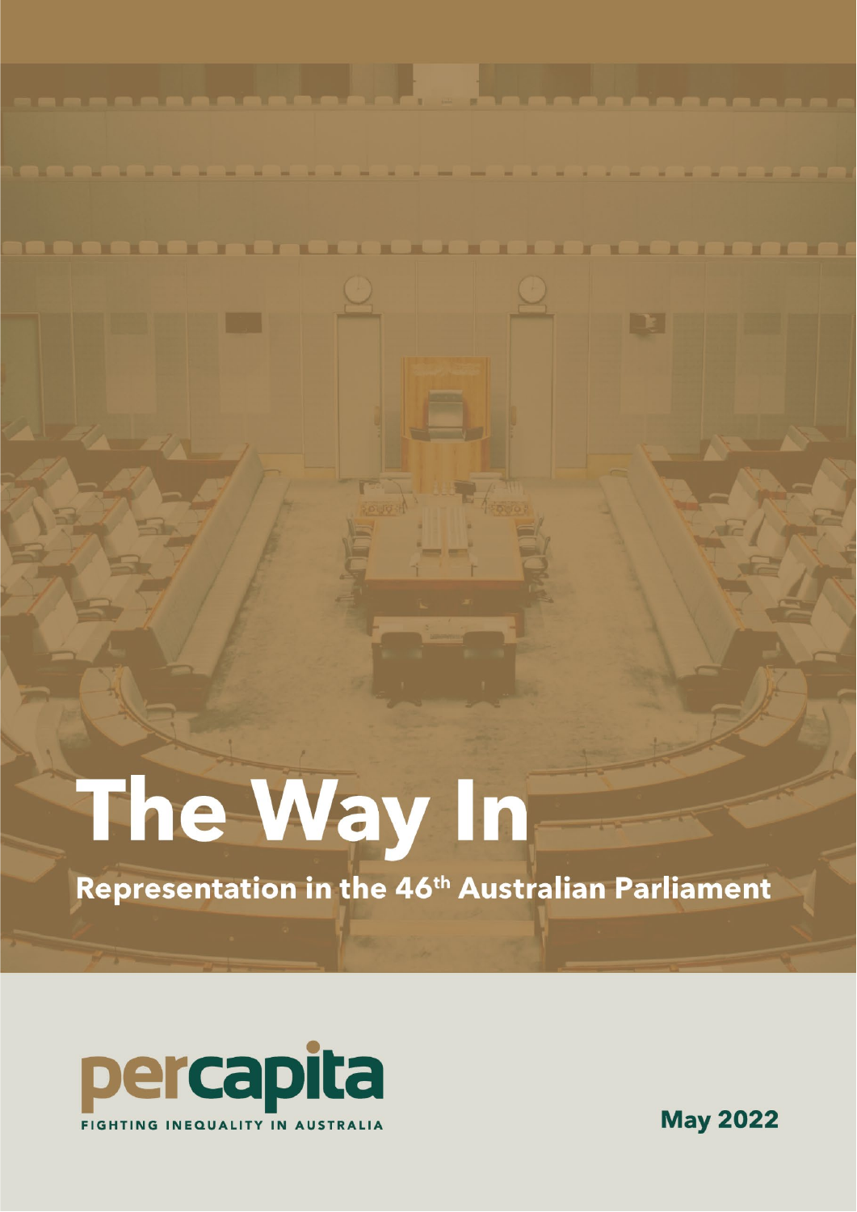# The Way In

## Representation in the 46th Australian Parliament

percapita

FIGHTING INEQUALITY IN AUSTRALIA

May 2022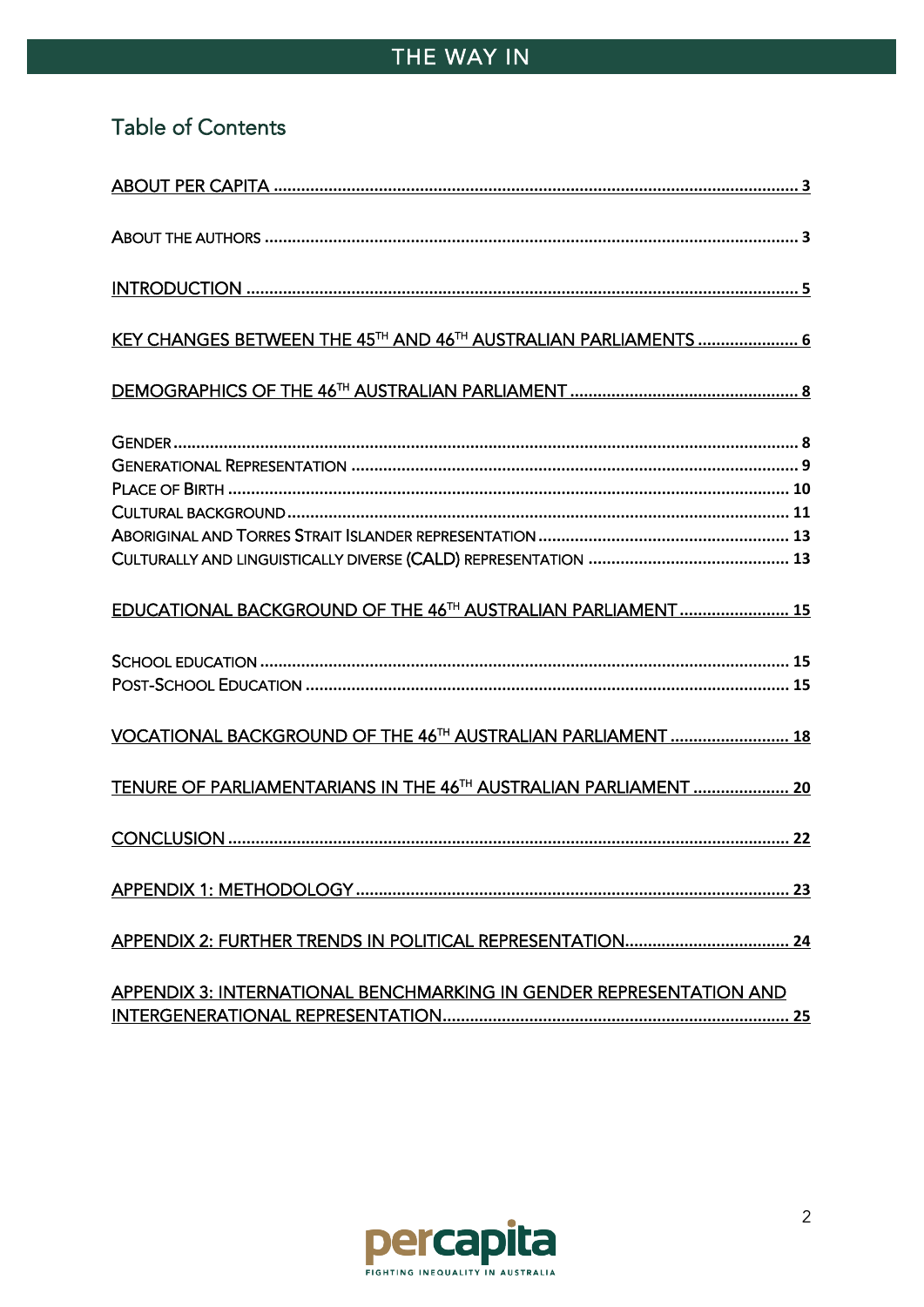## Table of Contents

ABOUT PER CAPITA ..................................................................................................... 3

ABOUT THE AUTHORS ................................................................................................. 3

INTRODUCTION ........................................................................................................... 5

KEY CHANGES BETWEEN THE 45TH AND 46TH AUSTRALIAN PARLIAMENTS ....................... 6

DEMOGRAPHICS OF THE 46TH AUSTRALIAN PARLIAMENT ................................................... 8

GENDER ........................................................................................................................ 8
GENERATIONAL REPRESENTATION .................................................................................. 9
PLACE OF BIRTH .......................................................................................................... 10
CULTURAL BACKGROUND ............................................................................................. 11
ABORIGINAL AND TORRES STRAIT ISLANDER REPRESENTATION ....................................... 13
CULTURALLY AND LINGUISTICALLY DIVERSE (CALD) REPRESENTATION ............................. 13

EDUCATIONAL BACKGROUND OF THE 46TH AUSTRALIAN PARLIAMENT ......................... 15

SCHOOL EDUCATION .................................................................................................... 15
POST-SCHOOL EDUCATION ........................................................................................... 15

VOCATIONAL BACKGROUND OF THE 46TH AUSTRALIAN PARLIAMENT ........................... 18

TENURE OF PARLIAMENTARIANS IN THE 46TH AUSTRALIAN PARLIAMENT ...................... 20

CONCLUSION ............................................................................................................... 22

APPENDIX 1: METHODOLOGY ......................................................................................... 23

APPENDIX 2: FURTHER TRENDS IN POLITICAL REPRESENTATION ..................................... 24

APPENDIX 3: INTERNATIONAL BENCHMARKING IN GENDER REPRESENTATION AND INTERGENERATIONAL REPRESENTATION ............................................................................ 25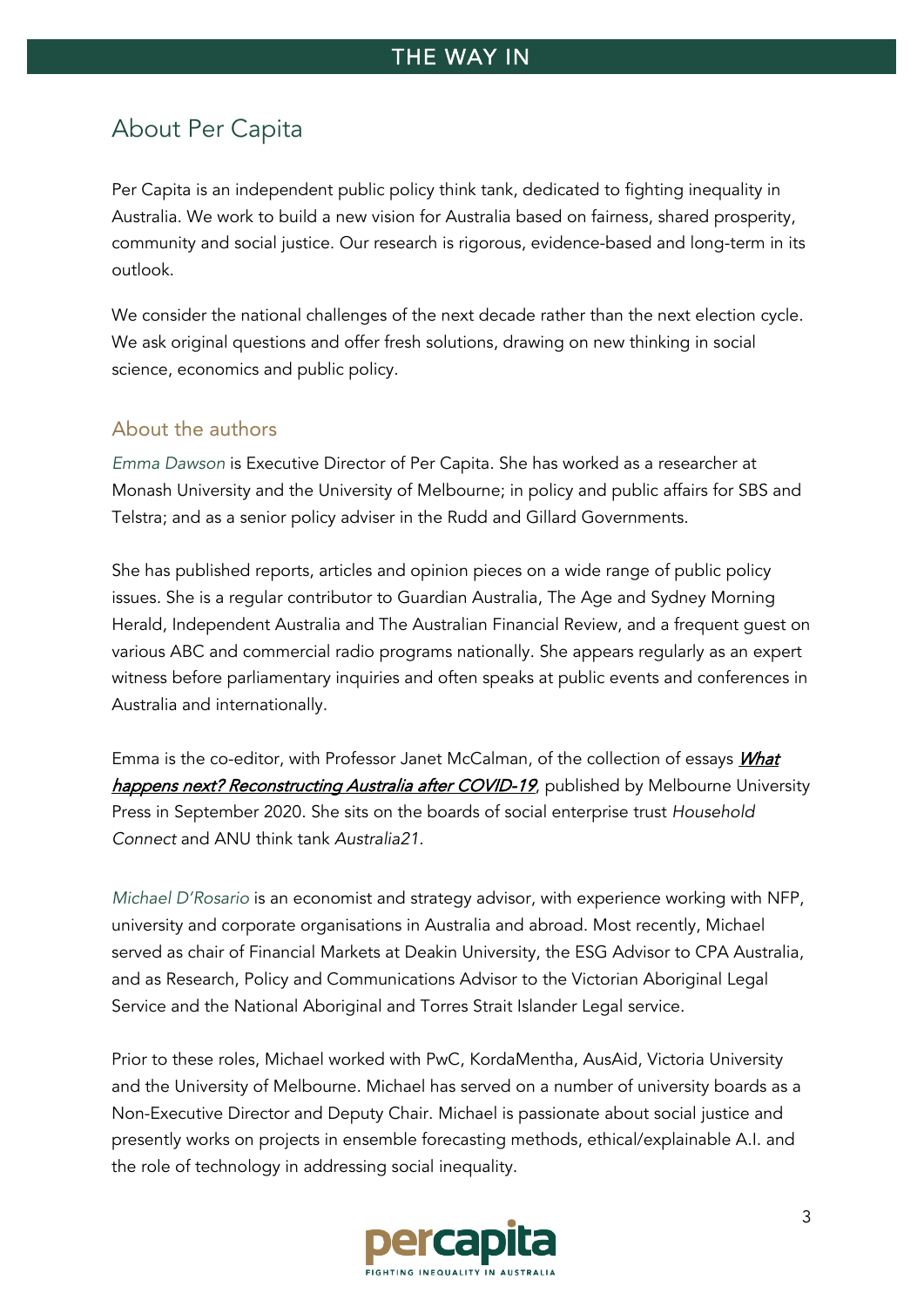# About Per Capita

Per Capita is an independent public policy think tank, dedicated to fighting inequality in Australia. We work to build a new vision for Australia based on fairness, shared prosperity, community and social justice. Our research is rigorous, evidence-based and long-term in its outlook.

We consider the national challenges of the next decade rather than the next election cycle. We ask original questions and offer fresh solutions, drawing on new thinking in social science, economics and public policy.

## About the authors

*Emma Dawson* is Executive Director of Per Capita. She has worked as a researcher at Monash University and the University of Melbourne; in policy and public affairs for SBS and Telstra; and as a senior policy adviser in the Rudd and Gillard Governments.

She has published reports, articles and opinion pieces on a wide range of public policy issues. She is a regular contributor to Guardian Australia, The Age and Sydney Morning Herald, Independent Australia and The Australian Financial Review, and a frequent guest on various ABC and commercial radio programs nationally. She appears regularly as an expert witness before parliamentary inquiries and often speaks at public events and conferences in Australia and internationally.

Emma is the co-editor, with Professor Janet McCalman, of the collection of essays ***What happens next? Reconstructing Australia after COVID-19***, published by Melbourne University Press in September 2020. She sits on the boards of social enterprise trust *Household Connect* and ANU think tank *Australia21*.

*Michael D'Rosario* is an economist and strategy advisor, with experience working with NFP, university and corporate organisations in Australia and abroad. Most recently, Michael served as chair of Financial Markets at Deakin University, the ESG Advisor to CPA Australia, and as Research, Policy and Communications Advisor to the Victorian Aboriginal Legal Service and the National Aboriginal and Torres Strait Islander Legal service.

Prior to these roles, Michael worked with PwC, KordaMentha, AusAid, Victoria University and the University of Melbourne. Michael has served on a number of university boards as a Non-Executive Director and Deputy Chair. Michael is passionate about social justice and presently works on projects in ensemble forecasting methods, ethical/explainable A.I. and the role of technology in addressing social inequality.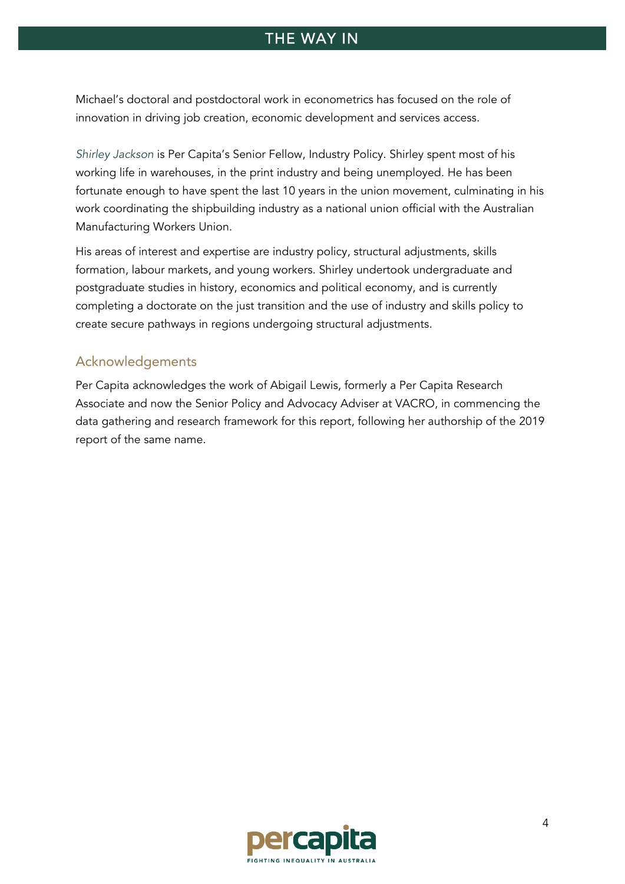Michael's doctoral and postdoctoral work in econometrics has focused on the role of innovation in driving job creation, economic development and services access.

*Shirley Jackson* is Per Capita's Senior Fellow, Industry Policy. Shirley spent most of his working life in warehouses, in the print industry and being unemployed. He has been fortunate enough to have spent the last 10 years in the union movement, culminating in his work coordinating the shipbuilding industry as a national union official with the Australian Manufacturing Workers Union.

His areas of interest and expertise are industry policy, structural adjustments, skills formation, labour markets, and young workers. Shirley undertook undergraduate and postgraduate studies in history, economics and political economy, and is currently completing a doctorate on the just transition and the use of industry and skills policy to create secure pathways in regions undergoing structural adjustments.

## Acknowledgements

Per Capita acknowledges the work of Abigail Lewis, formerly a Per Capita Research Associate and now the Senior Policy and Advocacy Adviser at VACRO, in commencing the data gathering and research framework for this report, following her authorship of the 2019 report of the same name.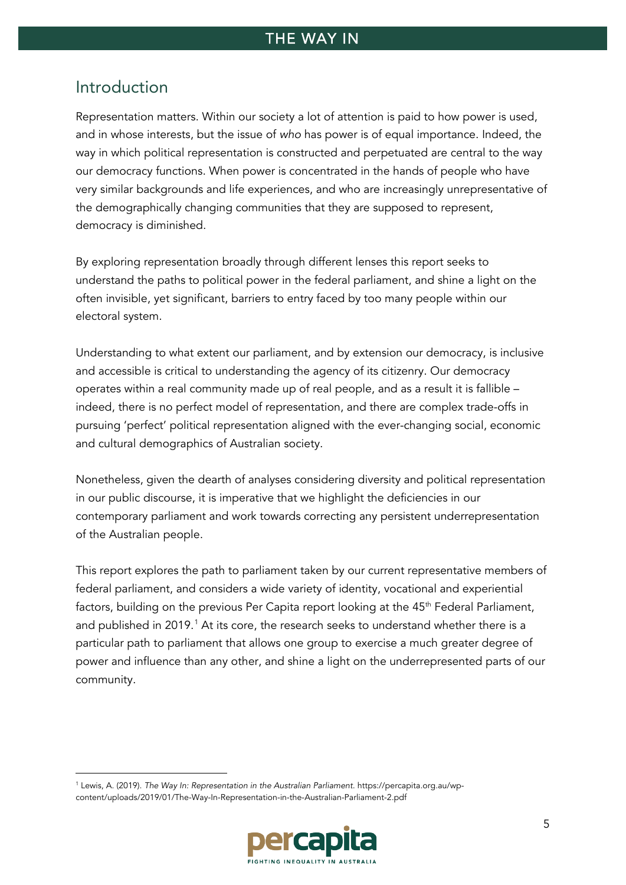## Introduction

Representation matters. Within our society a lot of attention is paid to how power is used, and in whose interests, but the issue of *who* has power is of equal importance. Indeed, the way in which political representation is constructed and perpetuated are central to the way our democracy functions. When power is concentrated in the hands of people who have very similar backgrounds and life experiences, and who are increasingly unrepresentative of the demographically changing communities that they are supposed to represent, democracy is diminished.

By exploring representation broadly through different lenses this report seeks to understand the paths to political power in the federal parliament, and shine a light on the often invisible, yet significant, barriers to entry faced by too many people within our electoral system.

Understanding to what extent our parliament, and by extension our democracy, is inclusive and accessible is critical to understanding the agency of its citizenry. Our democracy operates within a real community made up of real people, and as a result it is fallible – indeed, there is no perfect model of representation, and there are complex trade-offs in pursuing 'perfect' political representation aligned with the ever-changing social, economic and cultural demographics of Australian society.

Nonetheless, given the dearth of analyses considering diversity and political representation in our public discourse, it is imperative that we highlight the deficiencies in our contemporary parliament and work towards correcting any persistent underrepresentation of the Australian people.

This report explores the path to parliament taken by our current representative members of federal parliament, and considers a wide variety of identity, vocational and experiential factors, building on the previous Per Capita report looking at the 45th Federal Parliament, and published in 2019.[1] At its core, the research seeks to understand whether there is a particular path to parliament that allows one group to exercise a much greater degree of power and influence than any other, and shine a light on the underrepresented parts of our community.

[1] Lewis, A. (2019). *The Way In: Representation in the Australian Parliament.* https://percapita.org.au/wp-content/uploads/2019/01/The-Way-In-Representation-in-the-Australian-Parliament-2.pdf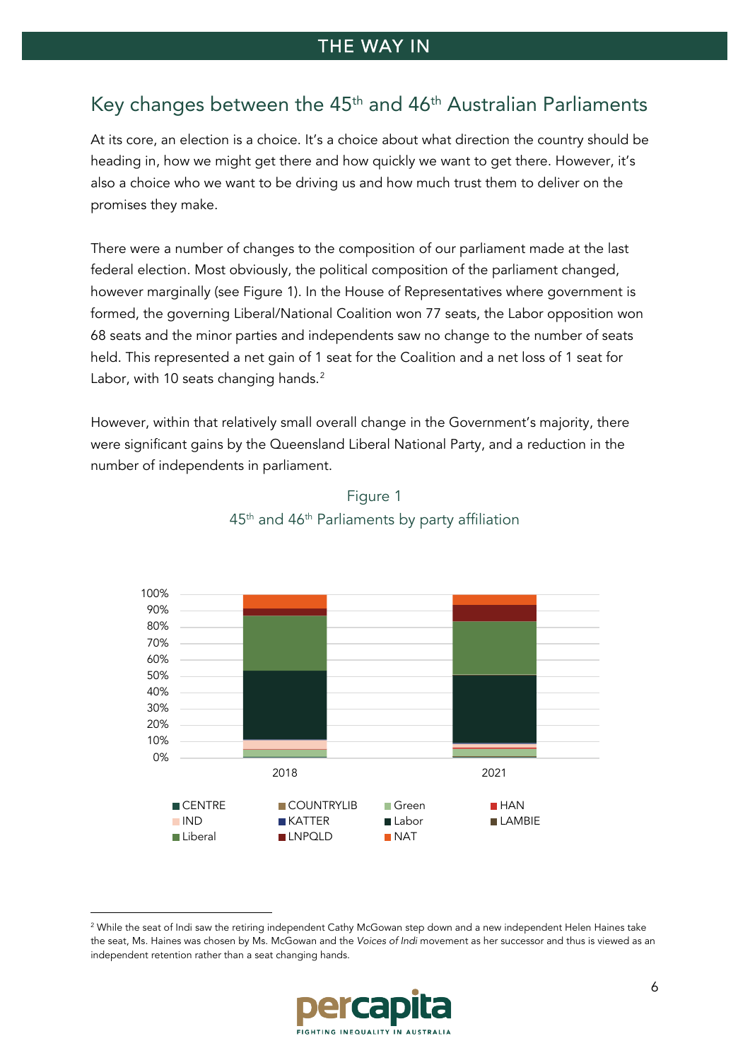## Key changes between the 45th and 46th Australian Parliaments

At its core, an election is a choice. It's a choice about what direction the country should be heading in, how we might get there and how quickly we want to get there. However, it's also a choice who we want to be driving us and how much trust them to deliver on the promises they make.

There were a number of changes to the composition of our parliament made at the last federal election. Most obviously, the political composition of the parliament changed, however marginally (see Figure 1). In the House of Representatives where government is formed, the governing Liberal/National Coalition won 77 seats, the Labor opposition won 68 seats and the minor parties and independents saw no change to the number of seats held. This represented a net gain of 1 seat for the Coalition and a net loss of 1 seat for Labor, with 10 seats changing hands.[2]

However, within that relatively small overall change in the Government's majority, there were significant gains by the Queensland Liberal National Party, and a reduction in the number of independents in parliament.

Figure 1
45th and 46th Parliaments by party affiliation

[2] While the seat of Indi saw the retiring independent Cathy McGowan step down and a new independent Helen Haines take the seat, Ms. Haines was chosen by Ms. McGowan and the *Voices of Indi* movement as her successor and thus is viewed as an independent retention rather than a seat changing hands.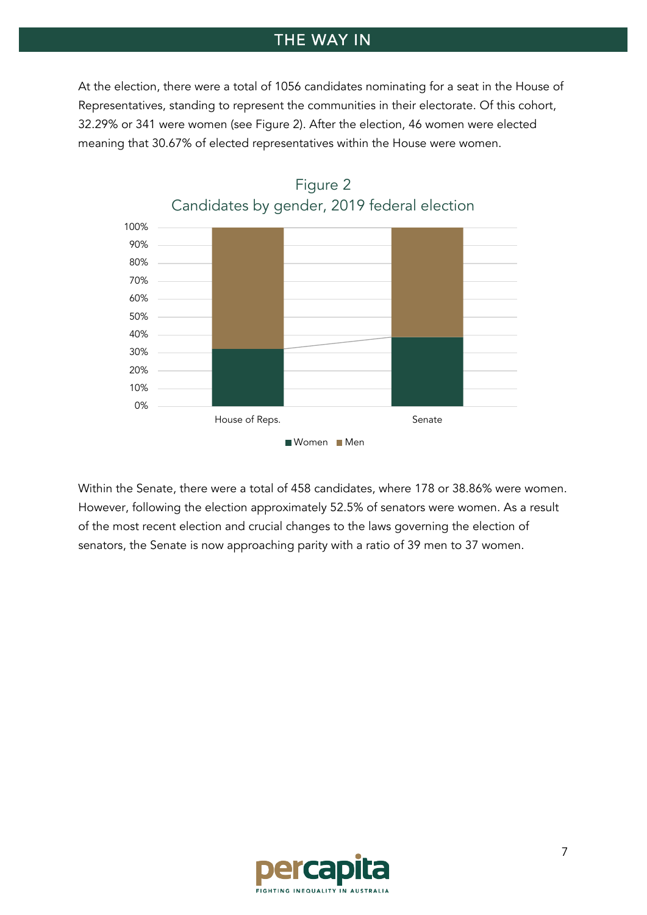At the election, there were a total of 1056 candidates nominating for a seat in the House of Representatives, standing to represent the communities in their electorate. Of this cohort, 32.29% or 341 were women (see Figure 2). After the election, 46 women were elected meaning that 30.67% of elected representatives within the House were women.

Figure 2
Candidates by gender, 2019 federal election

Within the Senate, there were a total of 458 candidates, where 178 or 38.86% were women. However, following the election approximately 52.5% of senators were women. As a result of the most recent election and crucial changes to the laws governing the election of senators, the Senate is now approaching parity with a ratio of 39 men to 37 women.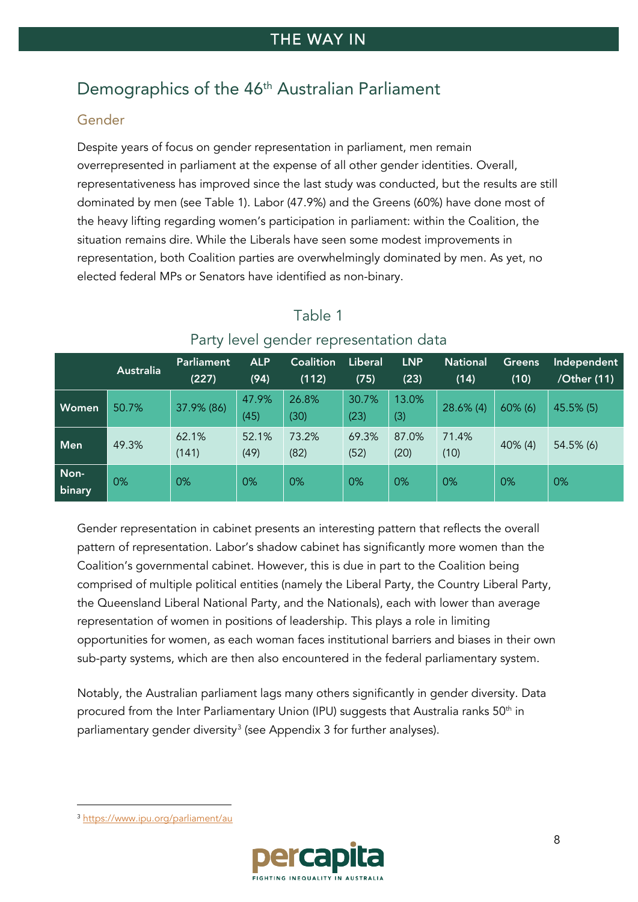## Demographics of the 46th Australian Parliament

### Gender

Despite years of focus on gender representation in parliament, men remain overrepresented in parliament at the expense of all other gender identities. Overall, representativeness has improved since the last study was conducted, but the results are still dominated by men (see Table 1). Labor (47.9%) and the Greens (60%) have done most of the heavy lifting regarding women's participation in parliament: within the Coalition, the situation remains dire. While the Liberals have seen some modest improvements in representation, both Coalition parties are overwhelmingly dominated by men. As yet, no elected federal MPs or Senators have identified as non-binary.

Table 1

Party level gender representation data

| | Australia | Parliament (227) | ALP (94) | Coalition (112) | Liberal (75) | LNP (23) | National (14) | Greens (10) | Independent /Other (11) |
|---|---|---|---|---|---|---|---|---|---|
| Women | 50.7% | 37.9% (86) | 47.9% (45) | 26.8% (30) | 30.7% (23) | 13.0% (3) | 28.6% (4) | 60% (6) | 45.5% (5) |
| Men | 49.3% | 62.1% (141) | 52.1% (49) | 73.2% (82) | 69.3% (52) | 87.0% (20) | 71.4% (10) | 40% (4) | 54.5% (6) |
| Non-binary | 0% | 0% | 0% | 0% | 0% | 0% | 0% | 0% | 0% |

Gender representation in cabinet presents an interesting pattern that reflects the overall pattern of representation. Labor's shadow cabinet has significantly more women than the Coalition's governmental cabinet. However, this is due in part to the Coalition being comprised of multiple political entities (namely the Liberal Party, the Country Liberal Party, the Queensland Liberal National Party, and the Nationals), each with lower than average representation of women in positions of leadership. This plays a role in limiting opportunities for women, as each woman faces institutional barriers and biases in their own sub-party systems, which are then also encountered in the federal parliamentary system.

Notably, the Australian parliament lags many others significantly in gender diversity. Data procured from the Inter Parliamentary Union (IPU) suggests that Australia ranks 50th in parliamentary gender diversity[3] (see Appendix 3 for further analyses).

[3] https://www.ipu.org/parliament/au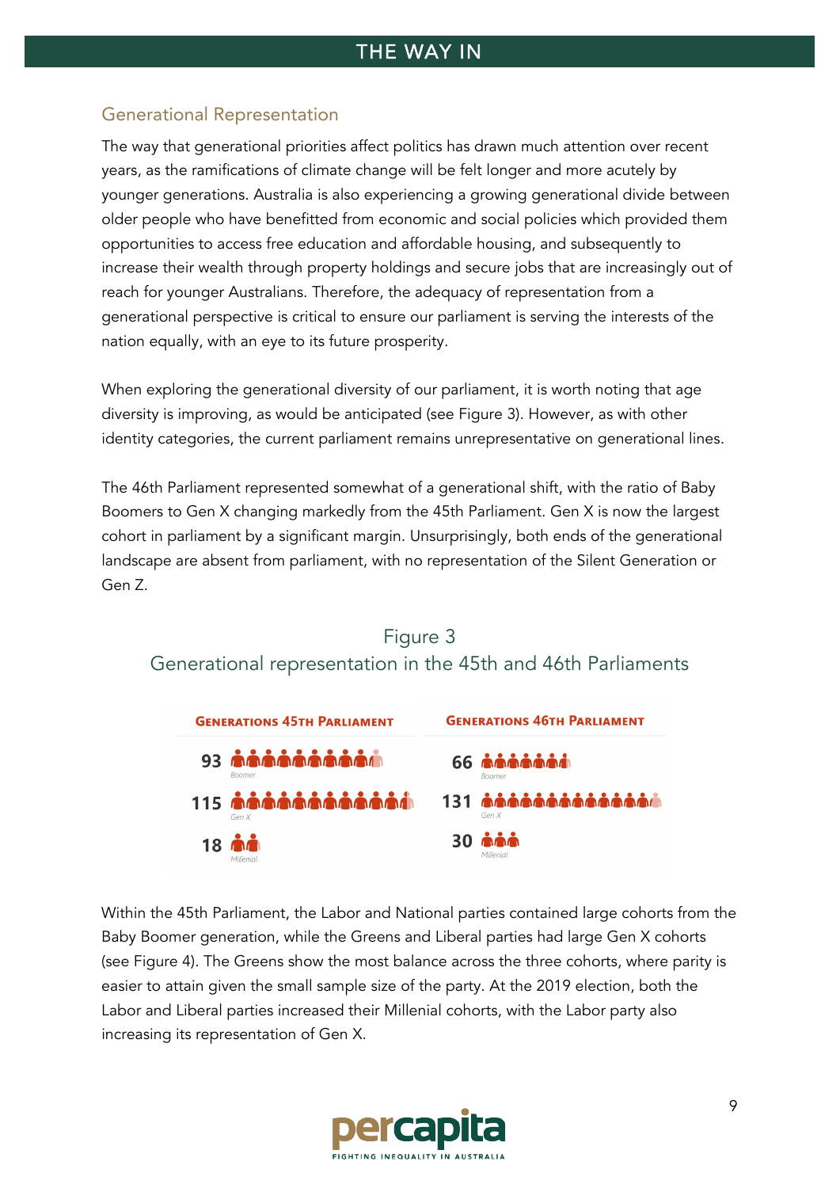## Generational Representation

The way that generational priorities affect politics has drawn much attention over recent years, as the ramifications of climate change will be felt longer and more acutely by younger generations. Australia is also experiencing a growing generational divide between older people who have benefitted from economic and social policies which provided them opportunities to access free education and affordable housing, and subsequently to increase their wealth through property holdings and secure jobs that are increasingly out of reach for younger Australians. Therefore, the adequacy of representation from a generational perspective is critical to ensure our parliament is serving the interests of the nation equally, with an eye to its future prosperity.

When exploring the generational diversity of our parliament, it is worth noting that age diversity is improving, as would be anticipated (see Figure 3). However, as with other identity categories, the current parliament remains unrepresentative on generational lines.

The 46th Parliament represented somewhat of a generational shift, with the ratio of Baby Boomers to Gen X changing markedly from the 45th Parliament. Gen X is now the largest cohort in parliament by a significant margin. Unsurprisingly, both ends of the generational landscape are absent from parliament, with no representation of the Silent Generation or Gen Z.

Figure 3
Generational representation in the 45th and 46th Parliaments

| Generation | Generations 45th Parliament | Generations 46th Parliament |
|---|---|---|
| Boomer | 93 | 66 |
| Gen X | 115 | 131 |
| Millenial | 18 | 30 |

Within the 45th Parliament, the Labor and National parties contained large cohorts from the Baby Boomer generation, while the Greens and Liberal parties had large Gen X cohorts (see Figure 4). The Greens show the most balance across the three cohorts, where parity is easier to attain given the small sample size of the party. At the 2019 election, both the Labor and Liberal parties increased their Millenial cohorts, with the Labor party also increasing its representation of Gen X.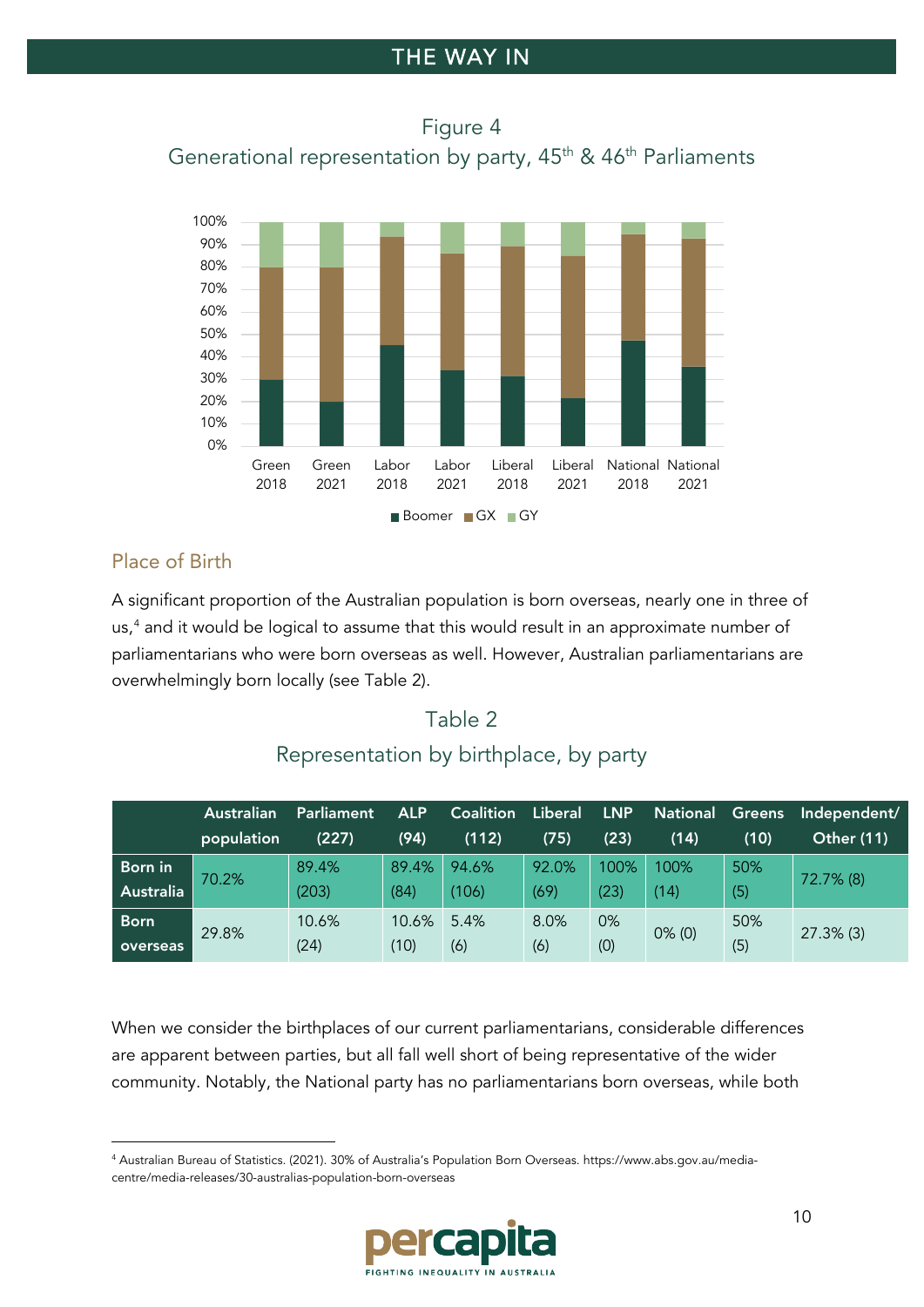Figure 4
Generational representation by party, 45th & 46th Parliaments

## Place of Birth

A significant proportion of the Australian population is born overseas, nearly one in three of us,[4] and it would be logical to assume that this would result in an approximate number of parliamentarians who were born overseas as well. However, Australian parliamentarians are overwhelmingly born locally (see Table 2).

Table 2
Representation by birthplace, by party

| | Australian population | Parliament (227) | ALP (94) | Coalition (112) | Liberal (75) | LNP (23) | National (14) | Greens (10) | Independent/ Other (11) |
|---|---|---|---|---|---|---|---|---|---|
| Born in Australia | 70.2% | 89.4% (203) | 89.4% (84) | 94.6% (106) | 92.0% (69) | 100% (23) | 100% (14) | 50% (5) | 72.7% (8) |
| Born overseas | 29.8% | 10.6% (24) | 10.6% (10) | 5.4% (6) | 8.0% (6) | 0% (0) | 0% (0) | 50% (5) | 27.3% (3) |

When we consider the birthplaces of our current parliamentarians, considerable differences are apparent between parties, but all fall well short of being representative of the wider community. Notably, the National party has no parliamentarians born overseas, while both

[4] Australian Bureau of Statistics. (2021). 30% of Australia's Population Born Overseas. https://www.abs.gov.au/media-centre/media-releases/30-australias-population-born-overseas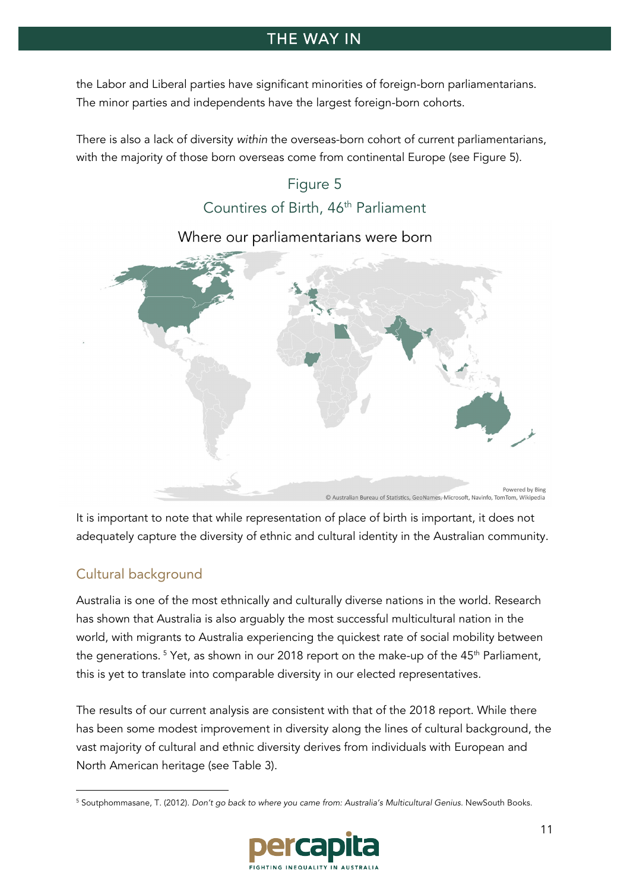the Labor and Liberal parties have significant minorities of foreign-born parliamentarians. The minor parties and independents have the largest foreign-born cohorts.

There is also a lack of diversity *within* the overseas-born cohort of current parliamentarians, with the majority of those born overseas come from continental Europe (see Figure 5).

Figure 5

Countires of Birth, 46th Parliament

Where our parliamentarians were born

Powered by Bing
© Australian Bureau of Statistics, GeoNames, Microsoft, Navinfo, TomTom, Wikipedia

It is important to note that while representation of place of birth is important, it does not adequately capture the diversity of ethnic and cultural identity in the Australian community.

## Cultural background

Australia is one of the most ethnically and culturally diverse nations in the world. Research has shown that Australia is also arguably the most successful multicultural nation in the world, with migrants to Australia experiencing the quickest rate of social mobility between the generations. [5] Yet, as shown in our 2018 report on the make-up of the 45th Parliament, this is yet to translate into comparable diversity in our elected representatives.

The results of our current analysis are consistent with that of the 2018 report. While there has been some modest improvement in diversity along the lines of cultural background, the vast majority of cultural and ethnic diversity derives from individuals with European and North American heritage (see Table 3).

[5] Soutphommasane, T. (2012). *Don't go back to where you came from: Australia's Multicultural Genius.* NewSouth Books.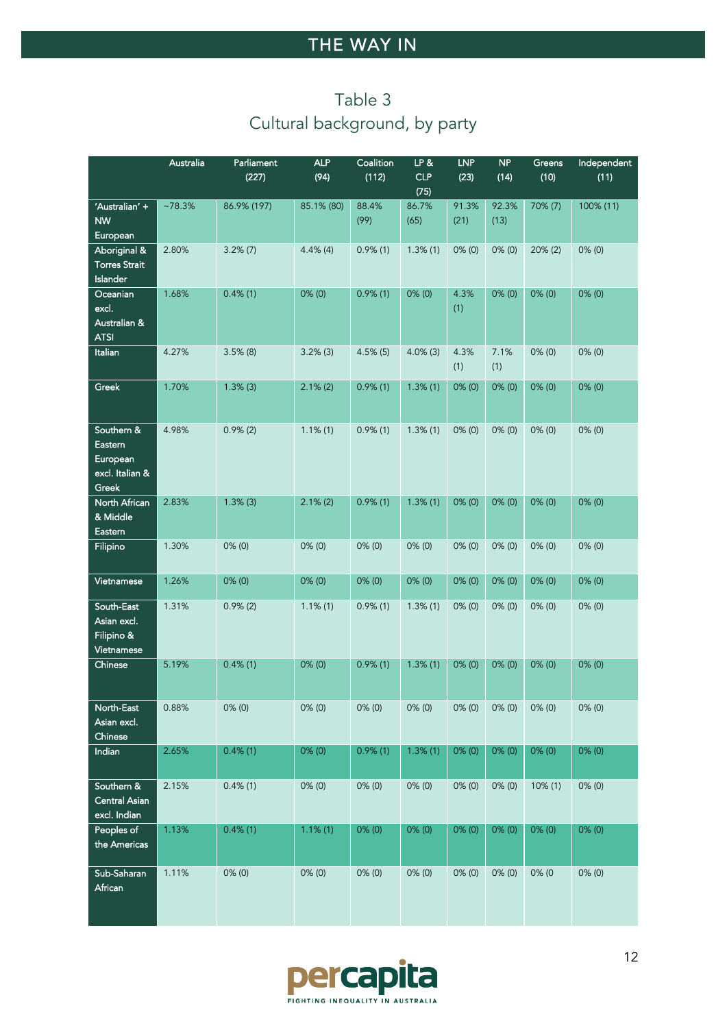# Table 3
## Cultural background, by party

| | Australia | Parliament (227) | ALP (94) | Coalition (112) | LP & CLP (75) | LNP (23) | NP (14) | Greens (10) | Independent (11) |
|---|---|---|---|---|---|---|---|---|---|
| 'Australian' + NW European | ~78.3% | 86.9% (197) | 85.1% (80) | 88.4% (99) | 86.7% (65) | 91.3% (21) | 92.3% (13) | 70% (7) | 100% (11) |
| Aboriginal & Torres Strait Islander | 2.80% | 3.2% (7) | 4.4% (4) | 0.9% (1) | 1.3% (1) | 0% (0) | 0% (0) | 20% (2) | 0% (0) |
| Oceanian excl. Australian & ATSI | 1.68% | 0.4% (1) | 0% (0) | 0.9% (1) | 0% (0) | 4.3% (1) | 0% (0) | 0% (0) | 0% (0) |
| Italian | 4.27% | 3.5% (8) | 3.2% (3) | 4.5% (5) | 4.0% (3) | 4.3% (1) | 7.1% (1) | 0% (0) | 0% (0) |
| Greek | 1.70% | 1.3% (3) | 2.1% (2) | 0.9% (1) | 1.3% (1) | 0% (0) | 0% (0) | 0% (0) | 0% (0) |
| Southern & Eastern European excl. Italian & Greek | 4.98% | 0.9% (2) | 1.1% (1) | 0.9% (1) | 1.3% (1) | 0% (0) | 0% (0) | 0% (0) | 0% (0) |
| North African & Middle Eastern | 2.83% | 1.3% (3) | 2.1% (2) | 0.9% (1) | 1.3% (1) | 0% (0) | 0% (0) | 0% (0) | 0% (0) |
| Filipino | 1.30% | 0% (0) | 0% (0) | 0% (0) | 0% (0) | 0% (0) | 0% (0) | 0% (0) | 0% (0) |
| Vietnamese | 1.26% | 0% (0) | 0% (0) | 0% (0) | 0% (0) | 0% (0) | 0% (0) | 0% (0) | 0% (0) |
| South-East Asian excl. Filipino & Vietnamese | 1.31% | 0.9% (2) | 1.1% (1) | 0.9% (1) | 1.3% (1) | 0% (0) | 0% (0) | 0% (0) | 0% (0) |
| Chinese | 5.19% | 0.4% (1) | 0% (0) | 0.9% (1) | 1.3% (1) | 0% (0) | 0% (0) | 0% (0) | 0% (0) |
| North-East Asian excl. Chinese | 0.88% | 0% (0) | 0% (0) | 0% (0) | 0% (0) | 0% (0) | 0% (0) | 0% (0) | 0% (0) |
| Indian | 2.65% | 0.4% (1) | 0% (0) | 0.9% (1) | 1.3% (1) | 0% (0) | 0% (0) | 0% (0) | 0% (0) |
| Southern & Central Asian excl. Indian | 2.15% | 0.4% (1) | 0% (0) | 0% (0) | 0% (0) | 0% (0) | 0% (0) | 10% (1) | 0% (0) |
| Peoples of the Americas | 1.13% | 0.4% (1) | 1.1% (1) | 0% (0) | 0% (0) | 0% (0) | 0% (0) | 0% (0) | 0% (0) |
| Sub-Saharan African | 1.11% | 0% (0) | 0% (0) | 0% (0) | 0% (0) | 0% (0) | 0% (0) | 0% (0 | 0% (0) |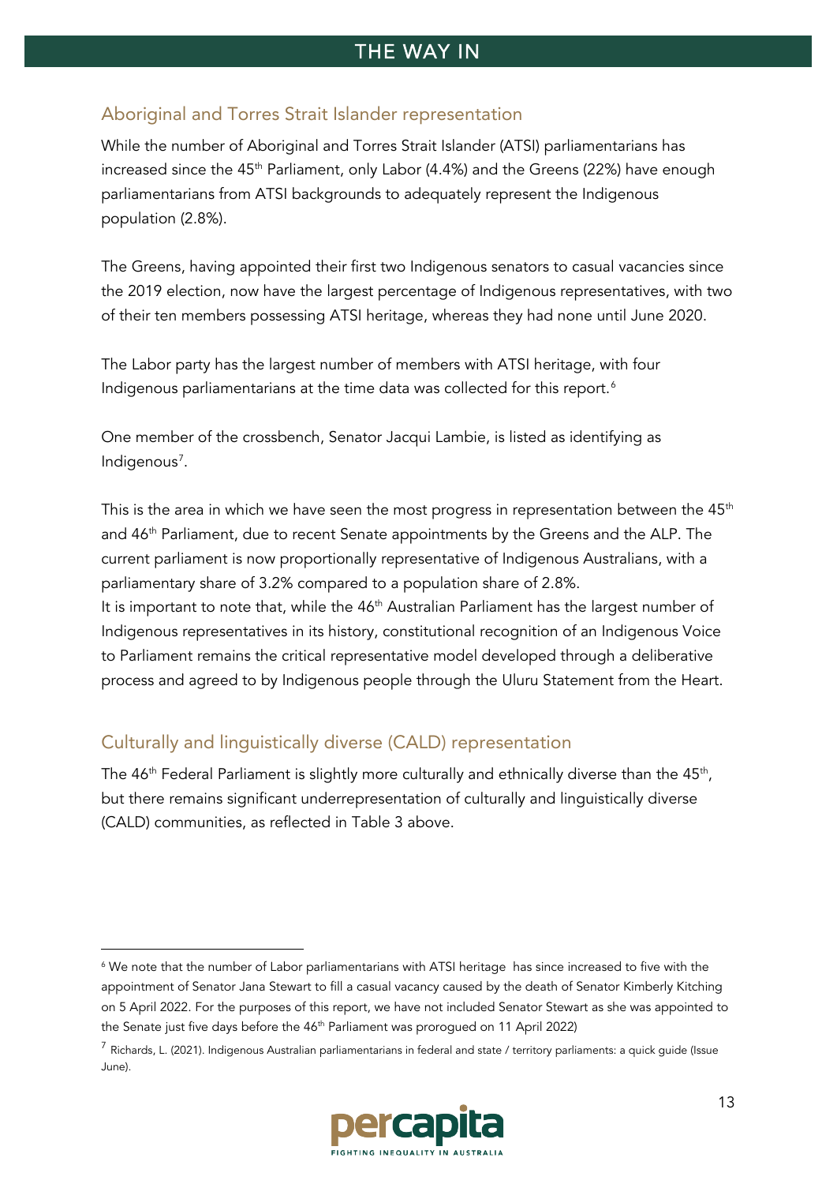## Aboriginal and Torres Strait Islander representation

While the number of Aboriginal and Torres Strait Islander (ATSI) parliamentarians has increased since the 45th Parliament, only Labor (4.4%) and the Greens (22%) have enough parliamentarians from ATSI backgrounds to adequately represent the Indigenous population (2.8%).

The Greens, having appointed their first two Indigenous senators to casual vacancies since the 2019 election, now have the largest percentage of Indigenous representatives, with two of their ten members possessing ATSI heritage, whereas they had none until June 2020.

The Labor party has the largest number of members with ATSI heritage, with four Indigenous parliamentarians at the time data was collected for this report.[6]

One member of the crossbench, Senator Jacqui Lambie, is listed as identifying as Indigenous[7].

This is the area in which we have seen the most progress in representation between the 45th and 46th Parliament, due to recent Senate appointments by the Greens and the ALP. The current parliament is now proportionally representative of Indigenous Australians, with a parliamentary share of 3.2% compared to a population share of 2.8%.
It is important to note that, while the 46th Australian Parliament has the largest number of Indigenous representatives in its history, constitutional recognition of an Indigenous Voice to Parliament remains the critical representative model developed through a deliberative process and agreed to by Indigenous people through the Uluru Statement from the Heart.

## Culturally and linguistically diverse (CALD) representation

The 46th Federal Parliament is slightly more culturally and ethnically diverse than the 45th, but there remains significant underrepresentation of culturally and linguistically diverse (CALD) communities, as reflected in Table 3 above.

---

[6] We note that the number of Labor parliamentarians with ATSI heritage has since increased to five with the appointment of Senator Jana Stewart to fill a casual vacancy caused by the death of Senator Kimberly Kitching on 5 April 2022. For the purposes of this report, we have not included Senator Stewart as she was appointed to the Senate just five days before the 46th Parliament was prorogued on 11 April 2022)

[7] Richards, L. (2021). Indigenous Australian parliamentarians in federal and state / territory parliaments: a quick guide (Issue June).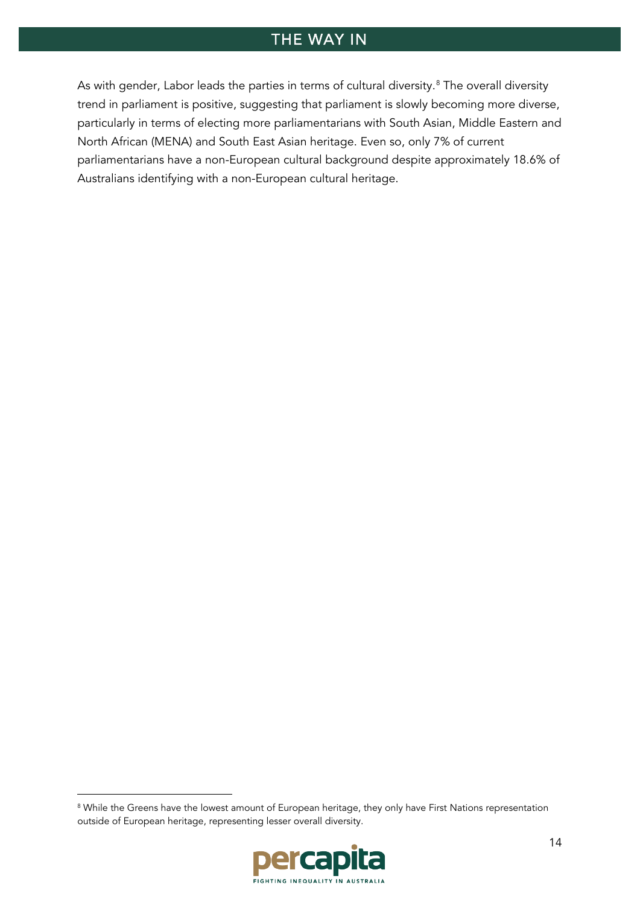As with gender, Labor leads the parties in terms of cultural diversity.[8] The overall diversity trend in parliament is positive, suggesting that parliament is slowly becoming more diverse, particularly in terms of electing more parliamentarians with South Asian, Middle Eastern and North African (MENA) and South East Asian heritage. Even so, only 7% of current parliamentarians have a non-European cultural background despite approximately 18.6% of Australians identifying with a non-European cultural heritage.

[8] While the Greens have the lowest amount of European heritage, they only have First Nations representation outside of European heritage, representing lesser overall diversity.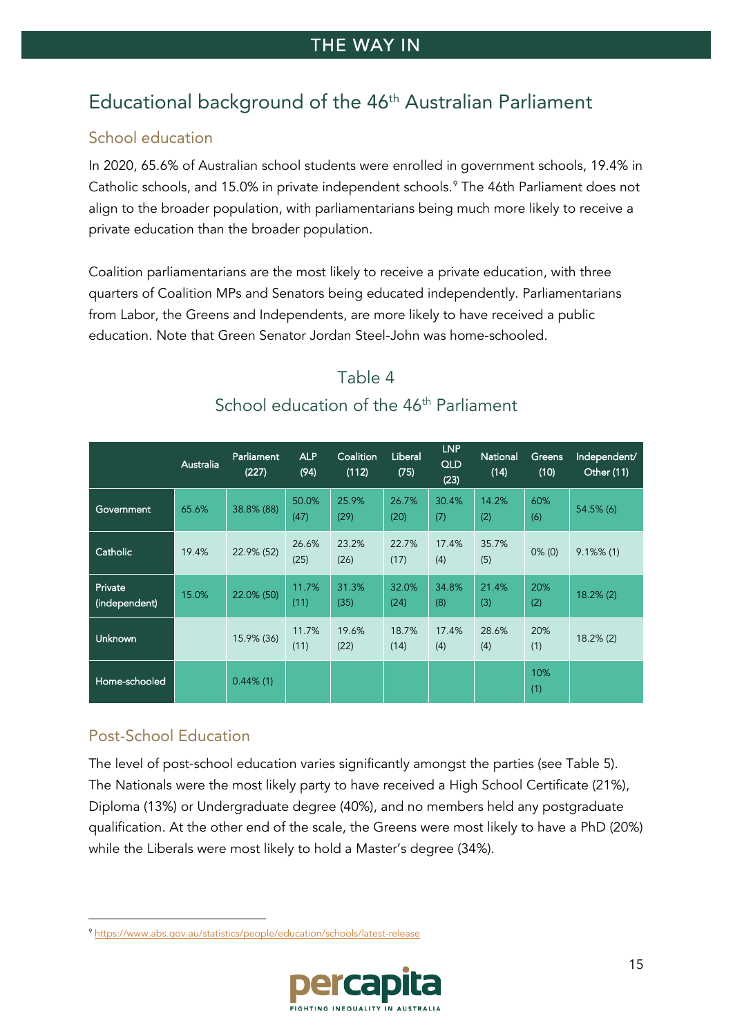# Educational background of the 46th Australian Parliament

## School education

In 2020, 65.6% of Australian school students were enrolled in government schools, 19.4% in Catholic schools, and 15.0% in private independent schools.[9] The 46th Parliament does not align to the broader population, with parliamentarians being much more likely to receive a private education than the broader population.

Coalition parliamentarians are the most likely to receive a private education, with three quarters of Coalition MPs and Senators being educated independently. Parliamentarians from Labor, the Greens and Independents, are more likely to have received a public education. Note that Green Senator Jordan Steel-John was home-schooled.

Table 4
School education of the 46th Parliament

| | Australia | Parliament (227) | ALP (94) | Coalition (112) | Liberal (75) | LNP QLD (23) | National (14) | Greens (10) | Independent/ Other (11) |
|---|---|---|---|---|---|---|---|---|---|
| Government | 65.6% | 38.8% (88) | 50.0% (47) | 25.9% (29) | 26.7% (20) | 30.4% (7) | 14.2% (2) | 60% (6) | 54.5% (6) |
| Catholic | 19.4% | 22.9% (52) | 26.6% (25) | 23.2% (26) | 22.7% (17) | 17.4% (4) | 35.7% (5) | 0% (0) | 9.1%% (1) |
| Private (independent) | 15.0% | 22.0% (50) | 11.7% (11) | 31.3% (35) | 32.0% (24) | 34.8% (8) | 21.4% (3) | 20% (2) | 18.2% (2) |
| Unknown | | 15.9% (36) | 11.7% (11) | 19.6% (22) | 18.7% (14) | 17.4% (4) | 28.6% (4) | 20% (1) | 18.2% (2) |
| Home-schooled | | 0.44% (1) | | | | | | 10% (1) | |

## Post-School Education

The level of post-school education varies significantly amongst the parties (see Table 5). The Nationals were the most likely party to have received a High School Certificate (21%), Diploma (13%) or Undergraduate degree (40%), and no members held any postgraduate qualification. At the other end of the scale, the Greens were most likely to have a PhD (20%) while the Liberals were most likely to hold a Master's degree (34%).

[9] https://www.abs.gov.au/statistics/people/education/schools/latest-release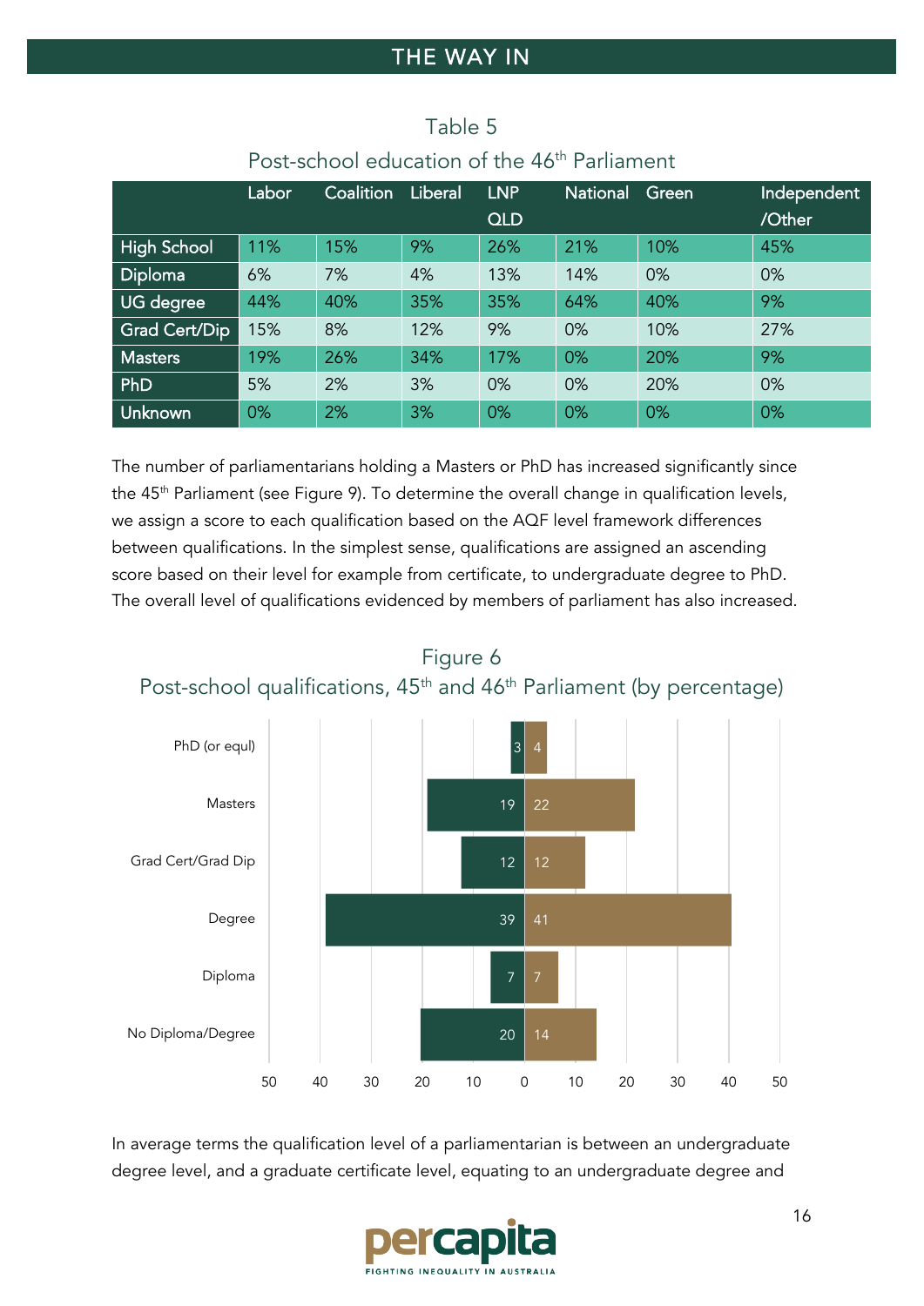Table 5

Post-school education of the 46th Parliament

| | Labor | Coalition | Liberal | LNP QLD | National | Green | Independent /Other |
|---|---|---|---|---|---|---|---|
| High School | 11% | 15% | 9% | 26% | 21% | 10% | 45% |
| Diploma | 6% | 7% | 4% | 13% | 14% | 0% | 0% |
| UG degree | 44% | 40% | 35% | 35% | 64% | 40% | 9% |
| Grad Cert/Dip | 15% | 8% | 12% | 9% | 0% | 10% | 27% |
| Masters | 19% | 26% | 34% | 17% | 0% | 20% | 9% |
| PhD | 5% | 2% | 3% | 0% | 0% | 20% | 0% |
| Unknown | 0% | 2% | 3% | 0% | 0% | 0% | 0% |

The number of parliamentarians holding a Masters or PhD has increased significantly since the 45th Parliament (see Figure 9). To determine the overall change in qualification levels, we assign a score to each qualification based on the AQF level framework differences between qualifications. In the simplest sense, qualifications are assigned an ascending score based on their level for example from certificate, to undergraduate degree to PhD. The overall level of qualifications evidenced by members of parliament has also increased.

Figure 6

Post-school qualifications, 45th and 46th Parliament (by percentage)

| | 45th Parliament | 46th Parliament |
|---|---|---|
| PhD (or equl) | 3 | 4 |
| Masters | 19 | 22 |
| Grad Cert/Grad Dip | 12 | 12 |
| Degree | 39 | 41 |
| Diploma | 7 | 7 |
| No Diploma/Degree | 20 | 14 |

In average terms the qualification level of a parliamentarian is between an undergraduate degree level, and a graduate certificate level, equating to an undergraduate degree and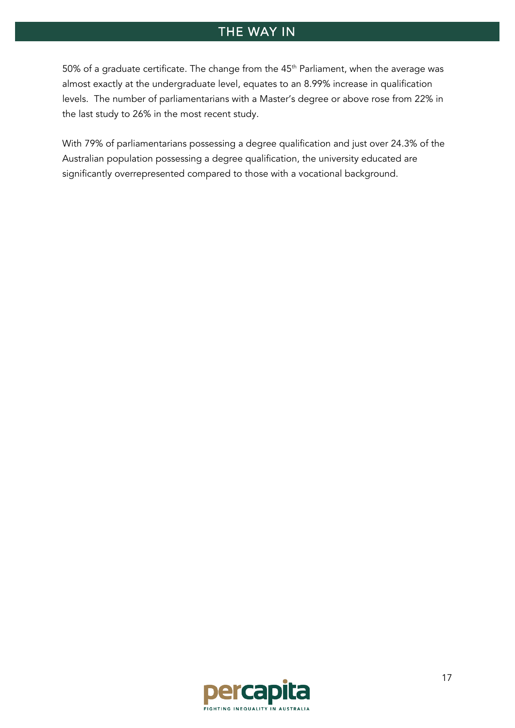50% of a graduate certificate. The change from the 45th Parliament, when the average was almost exactly at the undergraduate level, equates to an 8.99% increase in qualification levels. The number of parliamentarians with a Master's degree or above rose from 22% in the last study to 26% in the most recent study.

With 79% of parliamentarians possessing a degree qualification and just over 24.3% of the Australian population possessing a degree qualification, the university educated are significantly overrepresented compared to those with a vocational background.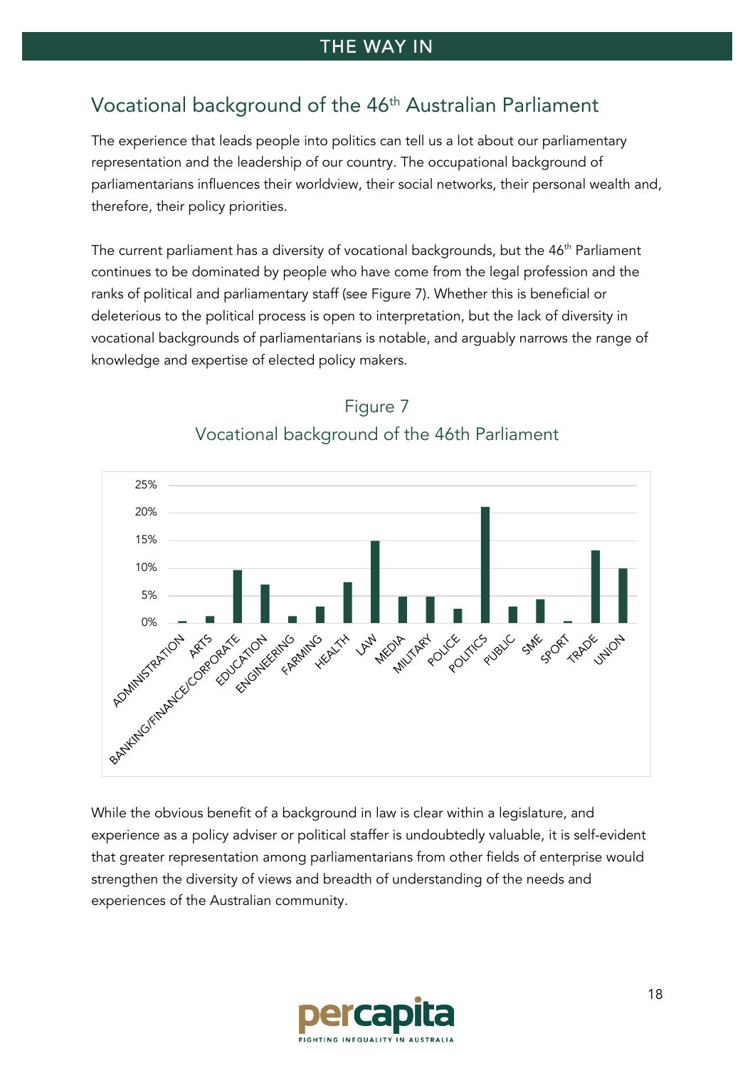## Vocational background of the 46th Australian Parliament

The experience that leads people into politics can tell us a lot about our parliamentary representation and the leadership of our country. The occupational background of parliamentarians influences their worldview, their social networks, their personal wealth and, therefore, their policy priorities.

The current parliament has a diversity of vocational backgrounds, but the 46th Parliament continues to be dominated by people who have come from the legal profession and the ranks of political and parliamentary staff (see Figure 7). Whether this is beneficial or deleterious to the political process is open to interpretation, but the lack of diversity in vocational backgrounds of parliamentarians is notable, and arguably narrows the range of knowledge and expertise of elected policy makers.

Figure 7

Vocational background of the 46th Parliament

While the obvious benefit of a background in law is clear within a legislature, and experience as a policy adviser or political staffer is undoubtedly valuable, it is self-evident that greater representation among parliamentarians from other fields of enterprise would strengthen the diversity of views and breadth of understanding of the needs and experiences of the Australian community.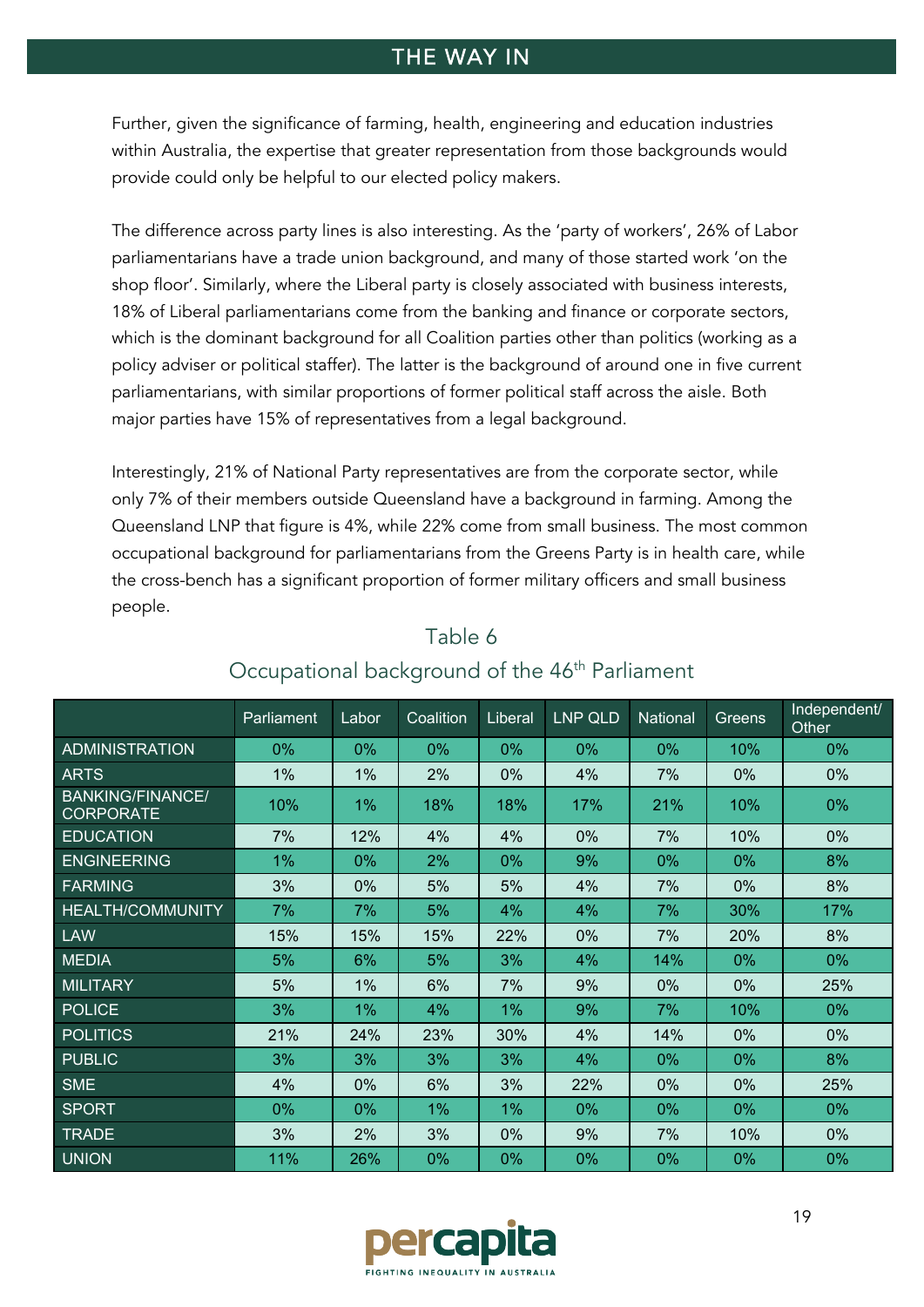Further, given the significance of farming, health, engineering and education industries within Australia, the expertise that greater representation from those backgrounds would provide could only be helpful to our elected policy makers.

The difference across party lines is also interesting. As the 'party of workers', 26% of Labor parliamentarians have a trade union background, and many of those started work 'on the shop floor'. Similarly, where the Liberal party is closely associated with business interests, 18% of Liberal parliamentarians come from the banking and finance or corporate sectors, which is the dominant background for all Coalition parties other than politics (working as a policy adviser or political staffer). The latter is the background of around one in five current parliamentarians, with similar proportions of former political staff across the aisle. Both major parties have 15% of representatives from a legal background.

Interestingly, 21% of National Party representatives are from the corporate sector, while only 7% of their members outside Queensland have a background in farming. Among the Queensland LNP that figure is 4%, while 22% come from small business. The most common occupational background for parliamentarians from the Greens Party is in health care, while the cross-bench has a significant proportion of former military officers and small business people.

## Table 6
### Occupational background of the 46th Parliament

| | Parliament | Labor | Coalition | Liberal | LNP QLD | National | Greens | Independent/ Other |
|---|---|---|---|---|---|---|---|---|
| ADMINISTRATION | 0% | 0% | 0% | 0% | 0% | 0% | 10% | 0% |
| ARTS | 1% | 1% | 2% | 0% | 4% | 7% | 0% | 0% |
| BANKING/FINANCE/ CORPORATE | 10% | 1% | 18% | 18% | 17% | 21% | 10% | 0% |
| EDUCATION | 7% | 12% | 4% | 4% | 0% | 7% | 10% | 0% |
| ENGINEERING | 1% | 0% | 2% | 0% | 9% | 0% | 0% | 8% |
| FARMING | 3% | 0% | 5% | 5% | 4% | 7% | 0% | 8% |
| HEALTH/COMMUNITY | 7% | 7% | 5% | 4% | 4% | 7% | 30% | 17% |
| LAW | 15% | 15% | 15% | 22% | 0% | 7% | 20% | 8% |
| MEDIA | 5% | 6% | 5% | 3% | 4% | 14% | 0% | 0% |
| MILITARY | 5% | 1% | 6% | 7% | 9% | 0% | 0% | 25% |
| POLICE | 3% | 1% | 4% | 1% | 9% | 7% | 10% | 0% |
| POLITICS | 21% | 24% | 23% | 30% | 4% | 14% | 0% | 0% |
| PUBLIC | 3% | 3% | 3% | 3% | 4% | 0% | 0% | 8% |
| SME | 4% | 0% | 6% | 3% | 22% | 0% | 0% | 25% |
| SPORT | 0% | 0% | 1% | 1% | 0% | 0% | 0% | 0% |
| TRADE | 3% | 2% | 3% | 0% | 9% | 7% | 10% | 0% |
| UNION | 11% | 26% | 0% | 0% | 0% | 0% | 0% | 0% |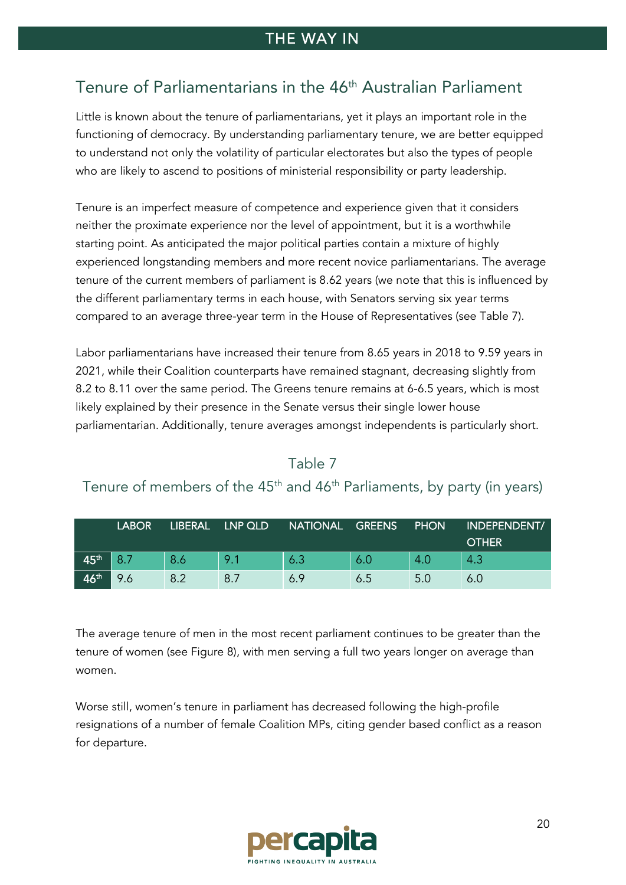## Tenure of Parliamentarians in the 46th Australian Parliament

Little is known about the tenure of parliamentarians, yet it plays an important role in the functioning of democracy. By understanding parliamentary tenure, we are better equipped to understand not only the volatility of particular electorates but also the types of people who are likely to ascend to positions of ministerial responsibility or party leadership.

Tenure is an imperfect measure of competence and experience given that it considers neither the proximate experience nor the level of appointment, but it is a worthwhile starting point. As anticipated the major political parties contain a mixture of highly experienced longstanding members and more recent novice parliamentarians. The average tenure of the current members of parliament is 8.62 years (we note that this is influenced by the different parliamentary terms in each house, with Senators serving six year terms compared to an average three-year term in the House of Representatives (see Table 7).

Labor parliamentarians have increased their tenure from 8.65 years in 2018 to 9.59 years in 2021, while their Coalition counterparts have remained stagnant, decreasing slightly from 8.2 to 8.11 over the same period. The Greens tenure remains at 6-6.5 years, which is most likely explained by their presence in the Senate versus their single lower house parliamentarian. Additionally, tenure averages amongst independents is particularly short.

### Table 7

### Tenure of members of the 45th and 46th Parliaments, by party (in years)

| | LABOR | LIBERAL | LNP QLD | NATIONAL | GREENS | PHON | INDEPENDENT/ OTHER |
|---|---|---|---|---|---|---|---|
| 45th | 8.7 | 8.6 | 9.1 | 6.3 | 6.0 | 4.0 | 4.3 |
| 46th | 9.6 | 8.2 | 8.7 | 6.9 | 6.5 | 5.0 | 6.0 |

The average tenure of men in the most recent parliament continues to be greater than the tenure of women (see Figure 8), with men serving a full two years longer on average than women.

Worse still, women's tenure in parliament has decreased following the high-profile resignations of a number of female Coalition MPs, citing gender based conflict as a reason for departure.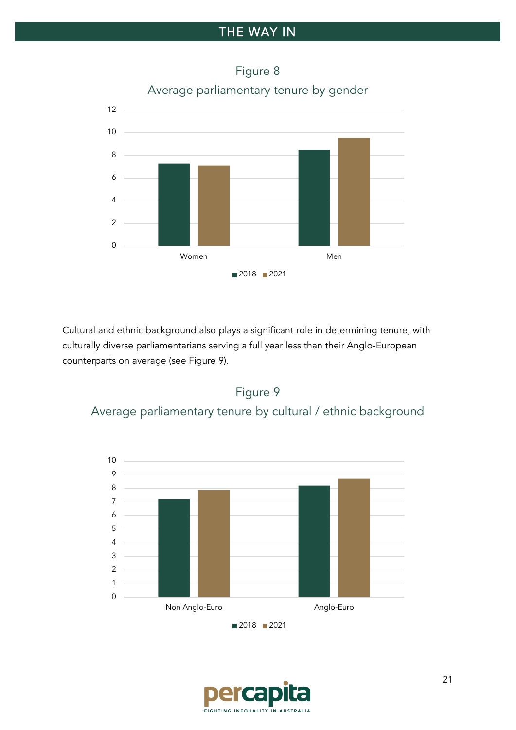Figure 8

Average parliamentary tenure by gender

Cultural and ethnic background also plays a significant role in determining tenure, with culturally diverse parliamentarians serving a full year less than their Anglo-European counterparts on average (see Figure 9).

Figure 9

Average parliamentary tenure by cultural / ethnic background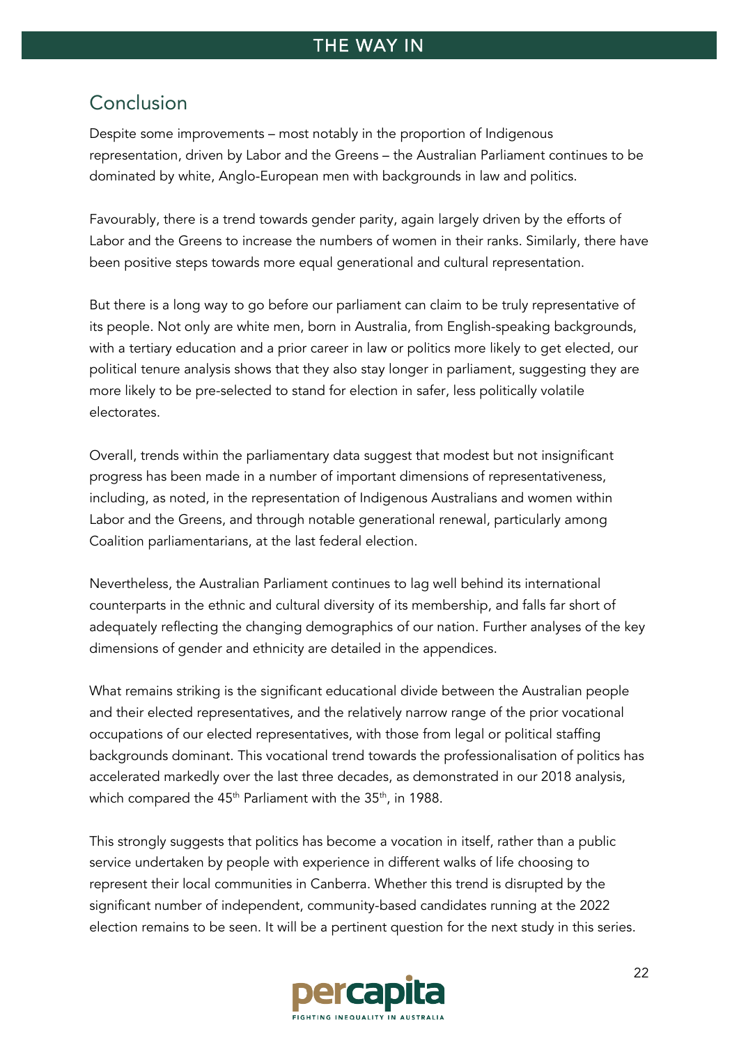## Conclusion

Despite some improvements – most notably in the proportion of Indigenous representation, driven by Labor and the Greens – the Australian Parliament continues to be dominated by white, Anglo-European men with backgrounds in law and politics.

Favourably, there is a trend towards gender parity, again largely driven by the efforts of Labor and the Greens to increase the numbers of women in their ranks. Similarly, there have been positive steps towards more equal generational and cultural representation.

But there is a long way to go before our parliament can claim to be truly representative of its people. Not only are white men, born in Australia, from English-speaking backgrounds, with a tertiary education and a prior career in law or politics more likely to get elected, our political tenure analysis shows that they also stay longer in parliament, suggesting they are more likely to be pre-selected to stand for election in safer, less politically volatile electorates.

Overall, trends within the parliamentary data suggest that modest but not insignificant progress has been made in a number of important dimensions of representativeness, including, as noted, in the representation of Indigenous Australians and women within Labor and the Greens, and through notable generational renewal, particularly among Coalition parliamentarians, at the last federal election.

Nevertheless, the Australian Parliament continues to lag well behind its international counterparts in the ethnic and cultural diversity of its membership, and falls far short of adequately reflecting the changing demographics of our nation. Further analyses of the key dimensions of gender and ethnicity are detailed in the appendices.

What remains striking is the significant educational divide between the Australian people and their elected representatives, and the relatively narrow range of the prior vocational occupations of our elected representatives, with those from legal or political staffing backgrounds dominant. This vocational trend towards the professionalisation of politics has accelerated markedly over the last three decades, as demonstrated in our 2018 analysis, which compared the 45th Parliament with the 35th, in 1988.

This strongly suggests that politics has become a vocation in itself, rather than a public service undertaken by people with experience in different walks of life choosing to represent their local communities in Canberra. Whether this trend is disrupted by the significant number of independent, community-based candidates running at the 2022 election remains to be seen. It will be a pertinent question for the next study in this series.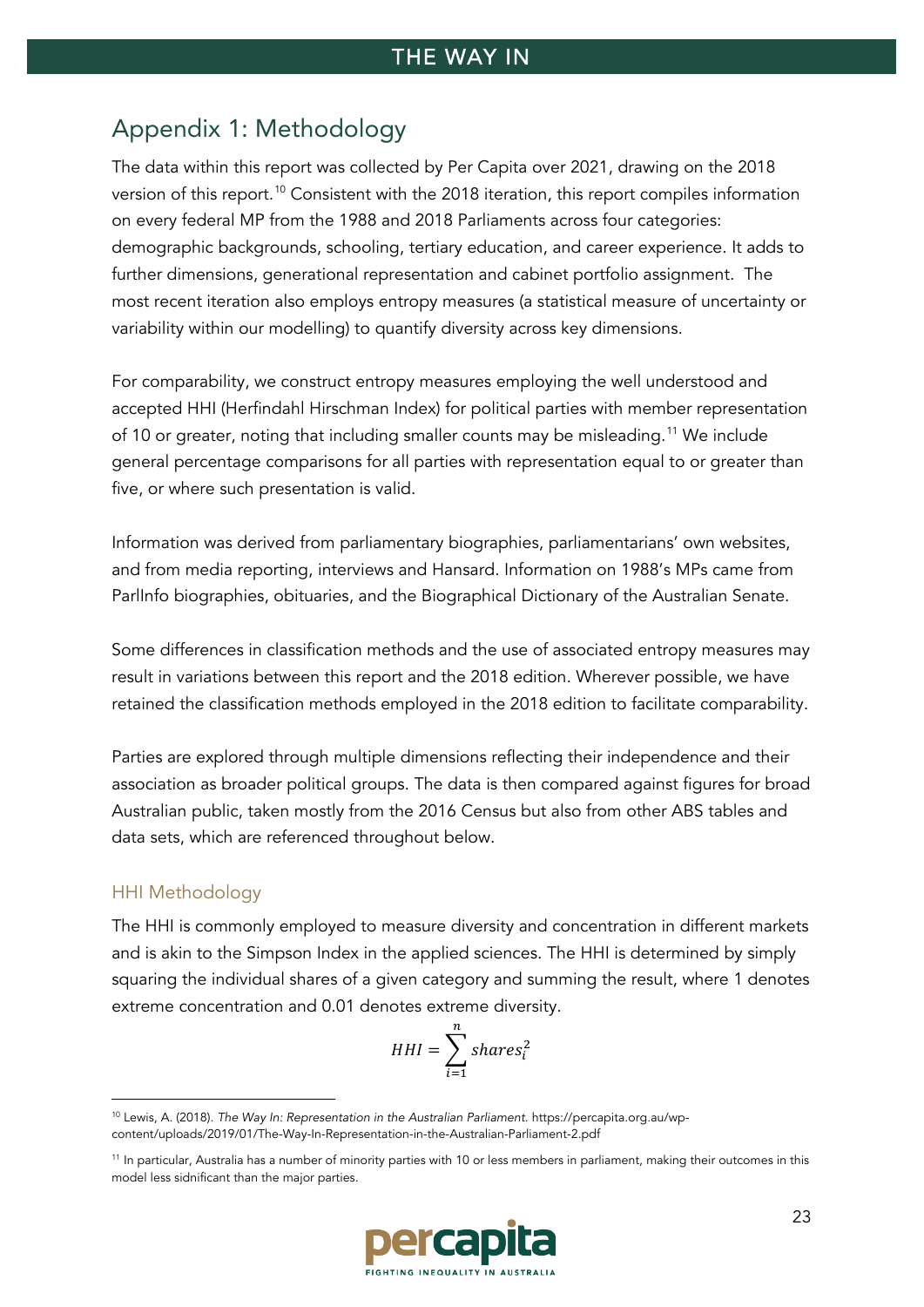## Appendix 1: Methodology

The data within this report was collected by Per Capita over 2021, drawing on the 2018 version of this report.[10] Consistent with the 2018 iteration, this report compiles information on every federal MP from the 1988 and 2018 Parliaments across four categories: demographic backgrounds, schooling, tertiary education, and career experience. It adds to further dimensions, generational representation and cabinet portfolio assignment. The most recent iteration also employs entropy measures (a statistical measure of uncertainty or variability within our modelling) to quantify diversity across key dimensions.

For comparability, we construct entropy measures employing the well understood and accepted HHI (Herfindahl Hirschman Index) for political parties with member representation of 10 or greater, noting that including smaller counts may be misleading.[11] We include general percentage comparisons for all parties with representation equal to or greater than five, or where such presentation is valid.

Information was derived from parliamentary biographies, parliamentarians' own websites, and from media reporting, interviews and Hansard. Information on 1988's MPs came from ParlInfo biographies, obituaries, and the Biographical Dictionary of the Australian Senate.

Some differences in classification methods and the use of associated entropy measures may result in variations between this report and the 2018 edition. Wherever possible, we have retained the classification methods employed in the 2018 edition to facilitate comparability.

Parties are explored through multiple dimensions reflecting their independence and their association as broader political groups. The data is then compared against figures for broad Australian public, taken mostly from the 2016 Census but also from other ABS tables and data sets, which are referenced throughout below.

### HHI Methodology

The HHI is commonly employed to measure diversity and concentration in different markets and is akin to the Simpson Index in the applied sciences. The HHI is determined by simply squaring the individual shares of a given category and summing the result, where 1 denotes extreme concentration and 0.01 denotes extreme diversity.

$$HHI = \sum_{i=1}^{n} shares_i^2$$

---

[10] Lewis, A. (2018). *The Way In: Representation in the Australian Parliament.* https://percapita.org.au/wp-content/uploads/2019/01/The-Way-In-Representation-in-the-Australian-Parliament-2.pdf

[11] In particular, Australia has a number of minority parties with 10 or less members in parliament, making their outcomes in this model less sidnificant than the major parties.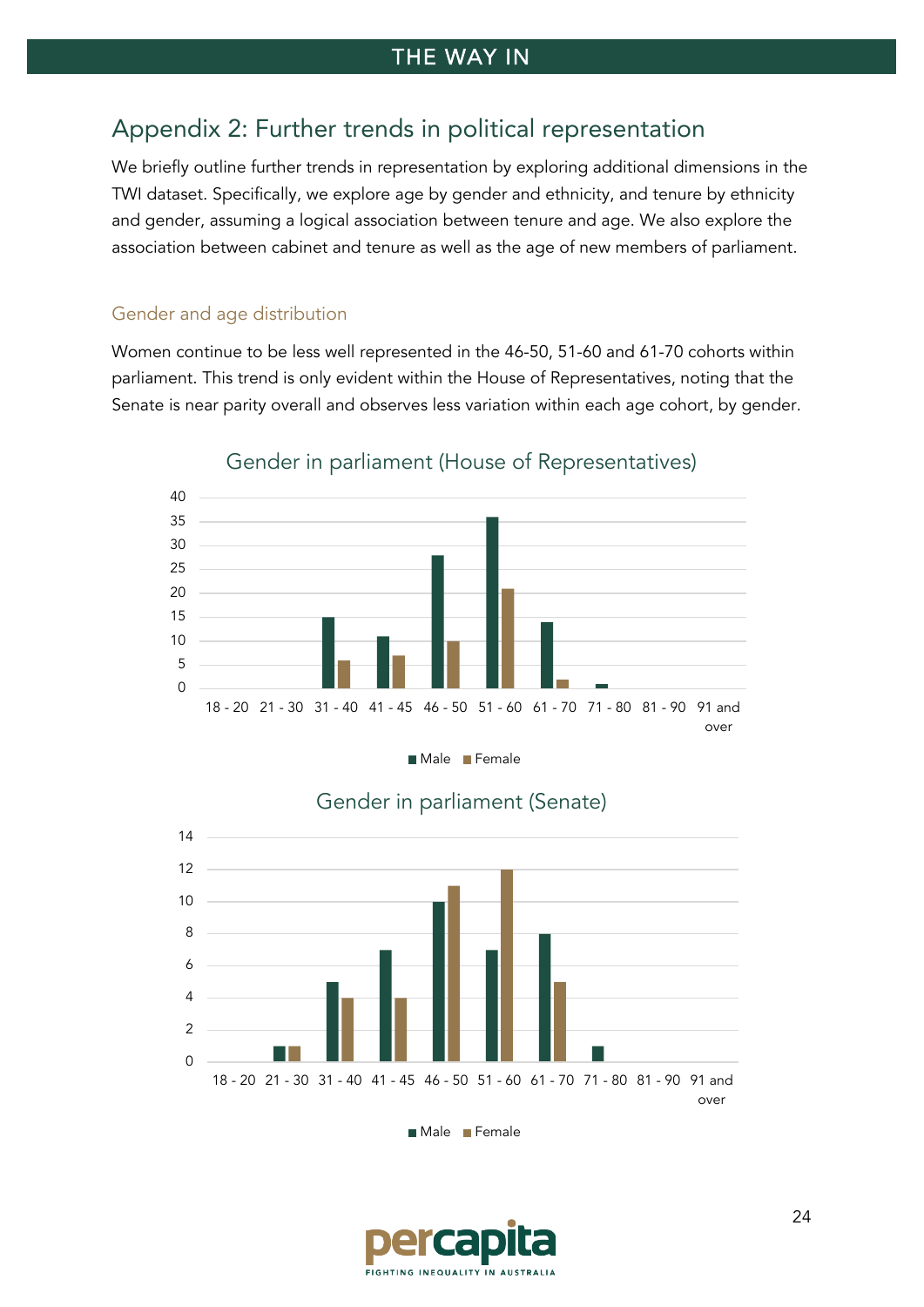## Appendix 2: Further trends in political representation

We briefly outline further trends in representation by exploring additional dimensions in the TWI dataset. Specifically, we explore age by gender and ethnicity, and tenure by ethnicity and gender, assuming a logical association between tenure and age. We also explore the association between cabinet and tenure as well as the age of new members of parliament.

### Gender and age distribution

Women continue to be less well represented in the 46-50, 51-60 and 61-70 cohorts within parliament. This trend is only evident within the House of Representatives, noting that the Senate is near parity overall and observes less variation within each age cohort, by gender.

**Gender in parliament (House of Representatives)**

| Age | Male | Female |
|---|---|---|
| 18 - 20 | 0 | 0 |
| 21 - 30 | 0 | 0 |
| 31 - 40 | 15 | 6 |
| 41 - 45 | 11 | 7 |
| 46 - 50 | 28 | 10 |
| 51 - 60 | 36 | 21 |
| 61 - 70 | 14 | 2 |
| 71 - 80 | 1 | 0 |
| 81 - 90 | 0 | 0 |
| 91 and over | 0 | 0 |

**Gender in parliament (Senate)**

| Age | Male | Female |
|---|---|---|
| 18 - 20 | 0 | 0 |
| 21 - 30 | 1 | 1 |
| 31 - 40 | 5 | 4 |
| 41 - 45 | 7 | 4 |
| 46 - 50 | 10 | 11 |
| 51 - 60 | 7 | 12 |
| 61 - 70 | 8 | 5 |
| 71 - 80 | 1 | 0 |
| 81 - 90 | 0 | 0 |
| 91 and over | 0 | 0 |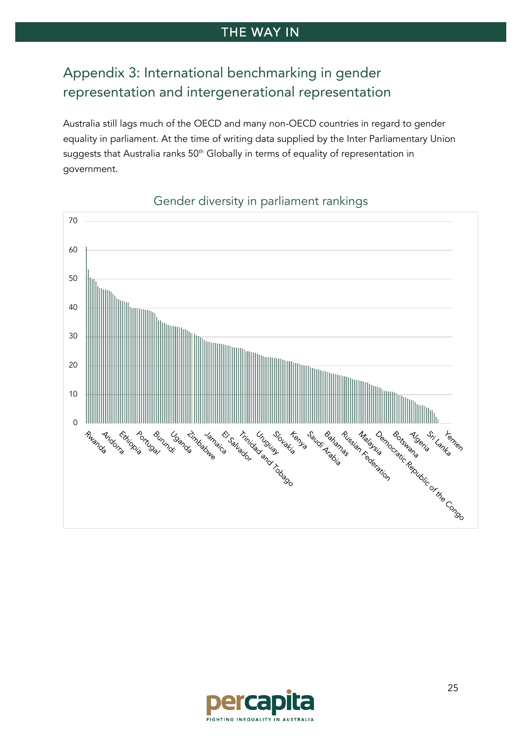## Appendix 3: International benchmarking in gender representation and intergenerational representation

Australia still lags much of the OECD and many non-OECD countries in regard to gender equality in parliament. At the time of writing data supplied by the Inter Parliamentary Union suggests that Australia ranks 50th Globally in terms of equality of representation in government.

Gender diversity in parliament rankings

70
60
50
40
30
20
10
0

Rwanda
Andorra
Ethiopia
Portugal
Burundi
Uganda
Zimbabwe
Jamaica
El Salvador
Trinidad and Tobago
Uruguay
Slovakia
Kenya
Saudi Arabia
Bahamas
Russian Federation
Malaysia
Democratic Republic of the Congo
Botswana
Algeria
Sri Lanka
Yemen